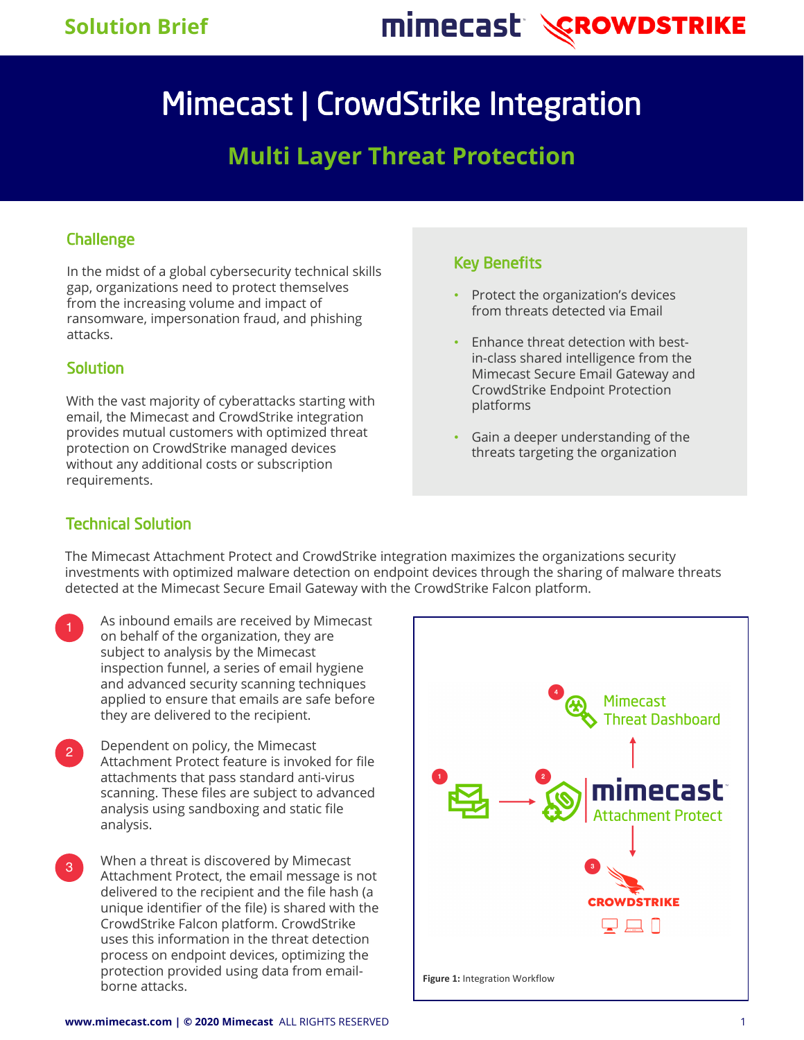Solution Brief

# Mimecast | CrowdStrike Integration

## Multi Layer Threat Protection

### Challenge

In the midst of a global cybersecurity technical skills gap, organizations need to protect themselves from the increasing volume and impact of ransomware, impersonation fraud, and phishing attacks.

### Solution

With the vast majority of cyberattacks starting with email, the Mimecast and CrowdStrike integration provides mutual customers with optimized threat protection on CrowdStrike managed devices without any additional costs or subscription requirements.

### Key Benefits

- Protect the organization's devices from threats detected via Email
- Enhance threat detection with best-in-class shared intelligence from the Mimecast Secure Email Gateway and CrowdStrike Endpoint Protection platforms
- Gain a deeper understanding of the threats targeting the organization

### Technical Solution

The Mimecast Attachment Protect and CrowdStrike integration maximizes the organizations security investments with optimized malware detection on endpoint devices through the sharing of malware threats detected at the Mimecast Secure Email Gateway with the CrowdStrike Falcon platform.

1. As inbound emails are received by Mimecast on behalf of the organization, they are subject to analysis by the Mimecast inspection funnel, a series of email hygiene and advanced security scanning techniques applied to ensure that emails are safe before they are delivered to the recipient.
2. Dependent on policy, the Mimecast Attachment Protect feature is invoked for file attachments that pass standard anti-virus scanning. These files are subject to advanced analysis using sandboxing and static file analysis.
3. When a threat is discovered by Mimecast Attachment Protect, the email message is not delivered to the recipient and the file hash (a unique identifier of the file) is shared with the CrowdStrike Falcon platform. CrowdStrike uses this information in the threat detection process on endpoint devices, optimizing the protection provided using data from email-borne attacks.

**Figure 1:** Integration Workflow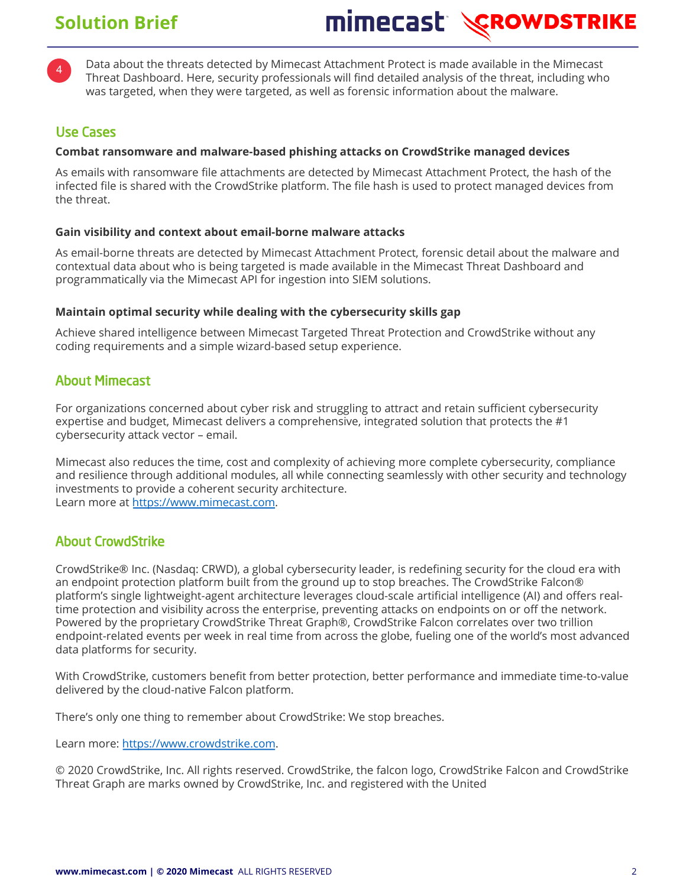4. Data about the threats detected by Mimecast Attachment Protect is made available in the Mimecast Threat Dashboard. Here, security professionals will find detailed analysis of the threat, including who was targeted, when they were targeted, as well as forensic information about the malware.

## Use Cases

**Combat ransomware and malware-based phishing attacks on CrowdStrike managed devices**

As emails with ransomware file attachments are detected by Mimecast Attachment Protect, the hash of the infected file is shared with the CrowdStrike platform. The file hash is used to protect managed devices from the threat.

**Gain visibility and context about email-borne malware attacks**

As email-borne threats are detected by Mimecast Attachment Protect, forensic detail about the malware and contextual data about who is being targeted is made available in the Mimecast Threat Dashboard and programmatically via the Mimecast API for ingestion into SIEM solutions.

**Maintain optimal security while dealing with the cybersecurity skills gap**

Achieve shared intelligence between Mimecast Targeted Threat Protection and CrowdStrike without any coding requirements and a simple wizard-based setup experience.

## About Mimecast

For organizations concerned about cyber risk and struggling to attract and retain sufficient cybersecurity expertise and budget, Mimecast delivers a comprehensive, integrated solution that protects the #1 cybersecurity attack vector – email.

Mimecast also reduces the time, cost and complexity of achieving more complete cybersecurity, compliance and resilience through additional modules, all while connecting seamlessly with other security and technology investments to provide a coherent security architecture.
Learn more at https://www.mimecast.com.

## About CrowdStrike

CrowdStrike® Inc. (Nasdaq: CRWD), a global cybersecurity leader, is redefining security for the cloud era with an endpoint protection platform built from the ground up to stop breaches. The CrowdStrike Falcon® platform's single lightweight-agent architecture leverages cloud-scale artificial intelligence (AI) and offers real-time protection and visibility across the enterprise, preventing attacks on endpoints on or off the network. Powered by the proprietary CrowdStrike Threat Graph®, CrowdStrike Falcon correlates over two trillion endpoint-related events per week in real time from across the globe, fueling one of the world's most advanced data platforms for security.

With CrowdStrike, customers benefit from better protection, better performance and immediate time-to-value delivered by the cloud-native Falcon platform.

There's only one thing to remember about CrowdStrike: We stop breaches.

Learn more: https://www.crowdstrike.com.

© 2020 CrowdStrike, Inc. All rights reserved. CrowdStrike, the falcon logo, CrowdStrike Falcon and CrowdStrike Threat Graph are marks owned by CrowdStrike, Inc. and registered with the United